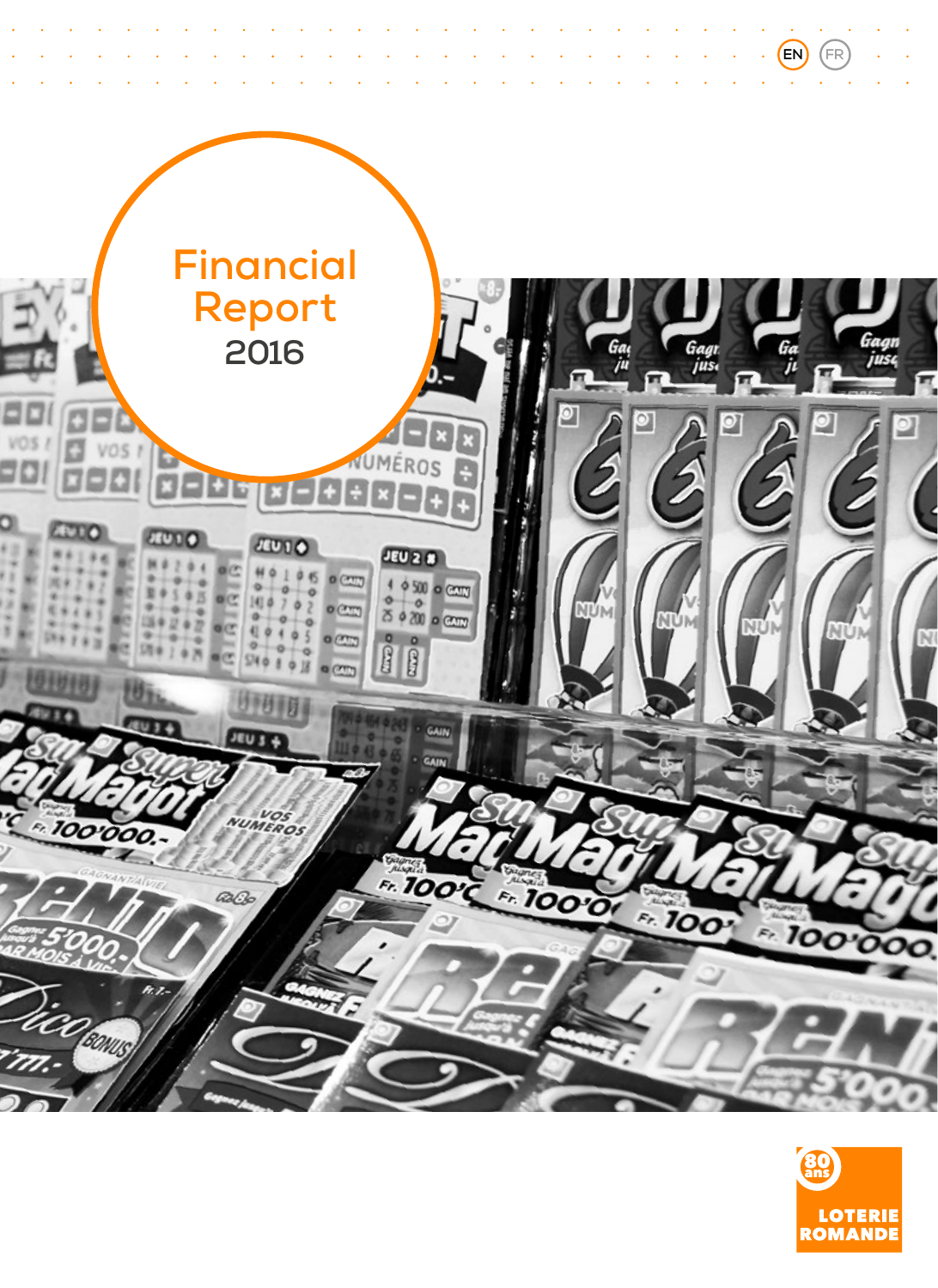EN FR

# Financial Report 2016

80 ans

LOTERIE ROMANDE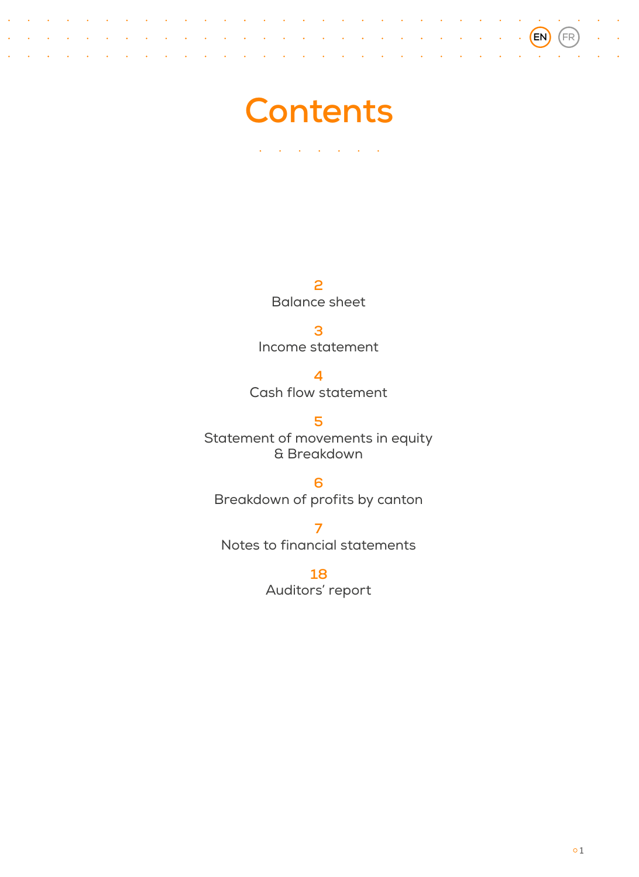# Contents

2
Balance sheet

3
Income statement

4
Cash flow statement

5
Statement of movements in equity
& Breakdown

6
Breakdown of profits by canton

7
Notes to financial statements

18
Auditors' report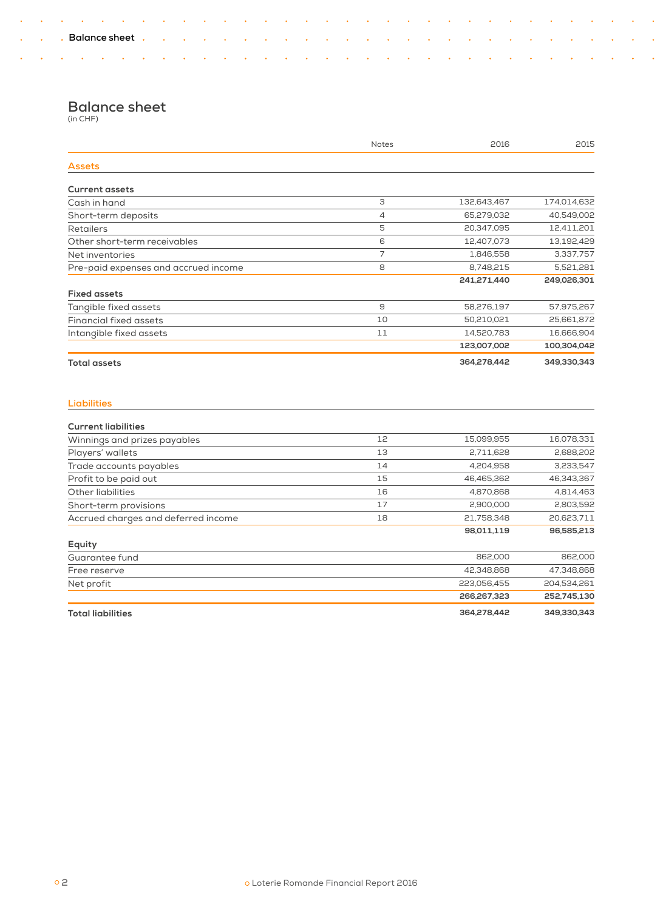# Balance sheet

(in CHF)

| | Notes | 2016 | 2015 |
|---|---|---|---|
| **Assets** | | | |
| **Current assets** | | | |
| Cash in hand | 3 | 132,643,467 | 174,014,632 |
| Short-term deposits | 4 | 65,279,032 | 40,549,002 |
| Retailers | 5 | 20,347,095 | 12,411,201 |
| Other short-term receivables | 6 | 12,407,073 | 13,192,429 |
| Net inventories | 7 | 1,846,558 | 3,337,757 |
| Pre-paid expenses and accrued income | 8 | 8,748,215 | 5,521,281 |
| | | **241,271,440** | **249,026,301** |
| **Fixed assets** | | | |
| Tangible fixed assets | 9 | 58,276,197 | 57,975,267 |
| Financial fixed assets | 10 | 50,210,021 | 25,661,872 |
| Intangible fixed assets | 11 | 14,520,783 | 16,666,904 |
| | | **123,007,002** | **100,304,042** |
| **Total assets** | | **364,278,442** | **349,330,343** |

| | Notes | 2016 | 2015 |
|---|---|---|---|
| **Liabilities** | | | |
| **Current liabilities** | | | |
| Winnings and prizes payables | 12 | 15,099,955 | 16,078,331 |
| Players' wallets | 13 | 2,711,628 | 2,688,202 |
| Trade accounts payables | 14 | 4,204,958 | 3,233,547 |
| Profit to be paid out | 15 | 46,465,362 | 46,343,367 |
| Other liabilities | 16 | 4,870,868 | 4,814,463 |
| Short-term provisions | 17 | 2,900,000 | 2,803,592 |
| Accrued charges and deferred income | 18 | 21,758,348 | 20,623,711 |
| | | **98,011,119** | **96,585,213** |
| **Equity** | | | |
| Guarantee fund | | 862,000 | 862,000 |
| Free reserve | | 42,348,868 | 47,348,868 |
| Net profit | | 223,056,455 | 204,534,261 |
| | | **266,267,323** | **252,745,130** |
| **Total liabilities** | | **364,278,442** | **349,330,343** |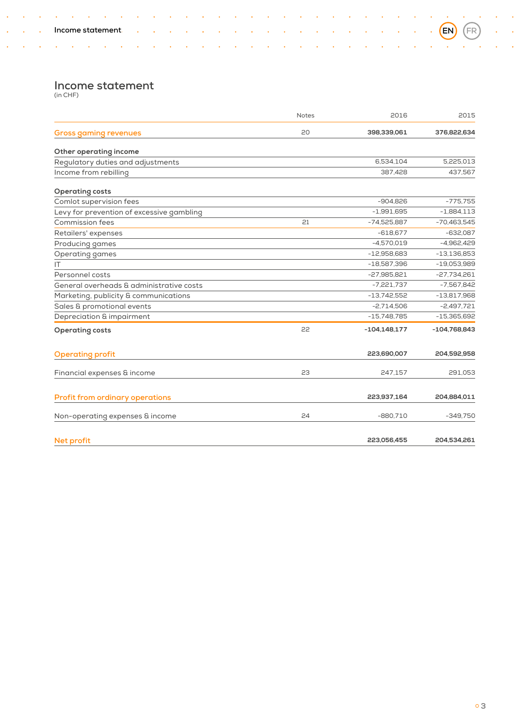# Income statement

(in CHF)

| | Notes | 2016 | 2015 |
|---|---|---|---|
| **Gross gaming revenues** | 20 | **398,339,061** | **376,822,634** |
| **Other operating income** | | | |
| Regulatory duties and adjustments | | 6,534,104 | 5,225,013 |
| Income from rebilling | | 387,428 | 437,567 |
| **Operating costs** | | | |
| Comlot supervision fees | | -904,826 | -775,755 |
| Levy for prevention of excessive gambling | | -1,991,695 | -1,884,113 |
| Commission fees | 21 | -74,525,887 | -70,463,545 |
| Retailers' expenses | | -618,677 | -632,087 |
| Producing games | | -4,570,019 | -4,962,429 |
| Operating games | | -12,958,683 | -13,136,853 |
| IT | | -18,587,396 | -19,053,989 |
| Personnel costs | | -27,985,821 | -27,734,261 |
| General overheads & administrative costs | | -7,221,737 | -7,567,842 |
| Marketing, publicity & communications | | -13,742,552 | -13,817,968 |
| Sales & promotional events | | -2,714,506 | -2,497,721 |
| Depreciation & impairment | | -15,748,785 | -15,365,692 |
| **Operating costs** | 22 | **-104,148,177** | **-104,768,843** |
| **Operating profit** | | **223,690,007** | **204,592,958** |
| Financial expenses & income | 23 | 247,157 | 291,053 |
| **Profit from ordinary operations** | | **223,937,164** | **204,884,011** |
| Non-operating expenses & income | 24 | -880,710 | -349,750 |
| **Net profit** | | **223,056,455** | **204,534,261** |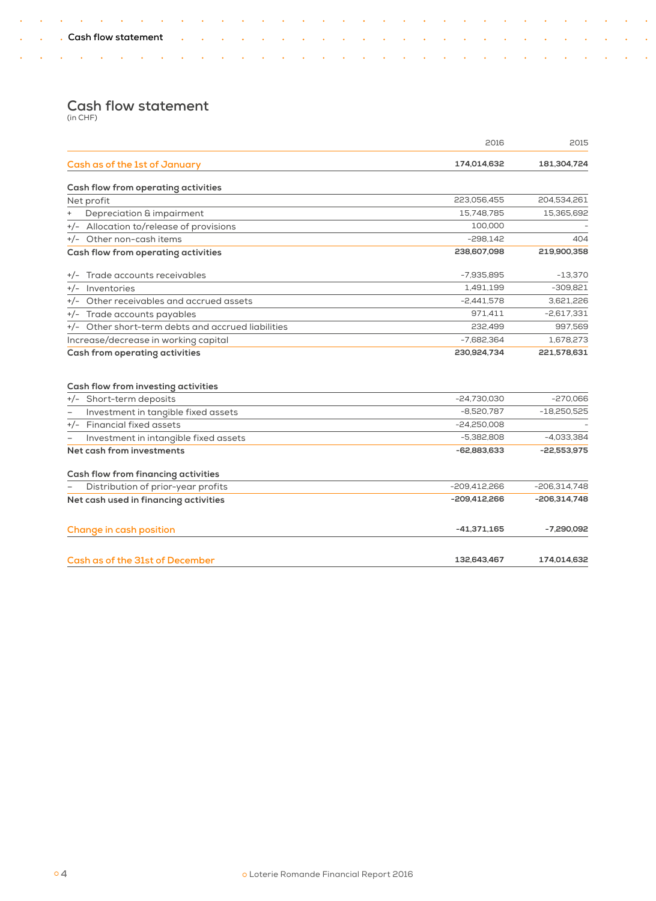# Cash flow statement

(in CHF)

| | 2016 | 2015 |
|---|---|---|
| **Cash as of the 1st of January** | **174,014,632** | **181,304,724** |
| **Cash flow from operating activities** | | |
| Net profit | 223,056,455 | 204,534,261 |
| + Depreciation & impairment | 15,748,785 | 15,365,692 |
| +/- Allocation to/release of provisions | 100,000 | - |
| +/- Other non-cash items | -298,142 | 404 |
| **Cash flow from operating activities** | **238,607,098** | **219,900,358** |
| +/- Trade accounts receivables | -7,935,895 | -13,370 |
| +/- Inventories | 1,491,199 | -309,821 |
| +/- Other receivables and accrued assets | -2,441,578 | 3,621,226 |
| +/- Trade accounts payables | 971,411 | -2,617,331 |
| +/- Other short-term debts and accrued liabilities | 232,499 | 997,569 |
| Increase/decrease in working capital | -7,682,364 | 1,678,273 |
| **Cash from operating activities** | **230,924,734** | **221,578,631** |
| **Cash flow from investing activities** | | |
| +/- Short-term deposits | -24,730,030 | -270,066 |
| – Investment in tangible fixed assets | -8,520,787 | -18,250,525 |
| +/- Financial fixed assets | -24,250,008 | - |
| – Investment in intangible fixed assets | -5,382,808 | -4,033,384 |
| **Net cash from investments** | **-62,883,633** | **-22,553,975** |
| **Cash flow from financing activities** | | |
| – Distribution of prior-year profits | -209,412,266 | -206,314,748 |
| **Net cash used in financing activities** | **-209,412,266** | **-206,314,748** |
| **Change in cash position** | **-41,371,165** | **-7,290,092** |
| **Cash as of the 31st of December** | **132,643,467** | **174,014,632** |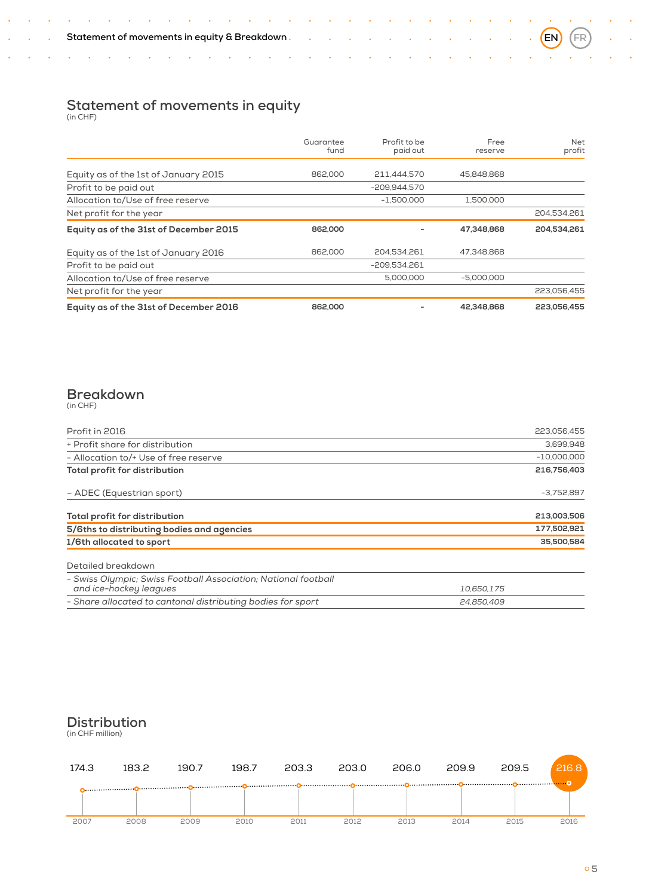## Statement of movements in equity

(in CHF)

| | Guarantee fund | Profit to be paid out | Free reserve | Net profit |
|---|---|---|---|---|
| Equity as of the 1st of January 2015 | 862,000 | 211,444,570 | 45,848,868 | |
| Profit to be paid out | | -209,944,570 | | |
| Allocation to/Use of free reserve | | -1,500,000 | 1,500,000 | |
| Net profit for the year | | | | 204,534,261 |
| **Equity as of the 31st of December 2015** | **862,000** | **-** | **47,348,868** | **204,534,261** |
| Equity as of the 1st of January 2016 | 862,000 | 204,534,261 | 47,348,868 | |
| Profit to be paid out | | -209,534,261 | | |
| Allocation to/Use of free reserve | | 5,000,000 | -5,000,000 | |
| Net profit for the year | | | | 223,056,455 |
| **Equity as of the 31st of December 2016** | **862,000** | **-** | **42,348,868** | **223,056,455** |

## Breakdown

(in CHF)

| | | |
|---|---|---|
| Profit in 2016 | | 223,056,455 |
| + Profit share for distribution | | 3,699,948 |
| - Allocation to/+ Use of free reserve | | -10,000,000 |
| **Total profit for distribution** | | **216,756,403** |
| – ADEC (Equestrian sport) | | -3,752,897 |
| **Total profit for distribution** | | **213,003,506** |
| **5/6ths to distributing bodies and agencies** | | **177,502,921** |
| **1/6th allocated to sport** | | **35,500,584** |
| Detailed breakdown | | |
| *- Swiss Olympic; Swiss Football Association; National football and ice-hockey leagues* | *10,650,175* | |
| *- Share allocated to cantonal distributing bodies for sport* | *24,850,409* | |

## Distribution

(in CHF million)

| 2007 | 2008 | 2009 | 2010 | 2011 | 2012 | 2013 | 2014 | 2015 | 2016 |
|---|---|---|---|---|---|---|---|---|---|
| 174.3 | 183.2 | 190.7 | 198.7 | 203.3 | 203.0 | 206.0 | 209.9 | 209.5 | 216.8 |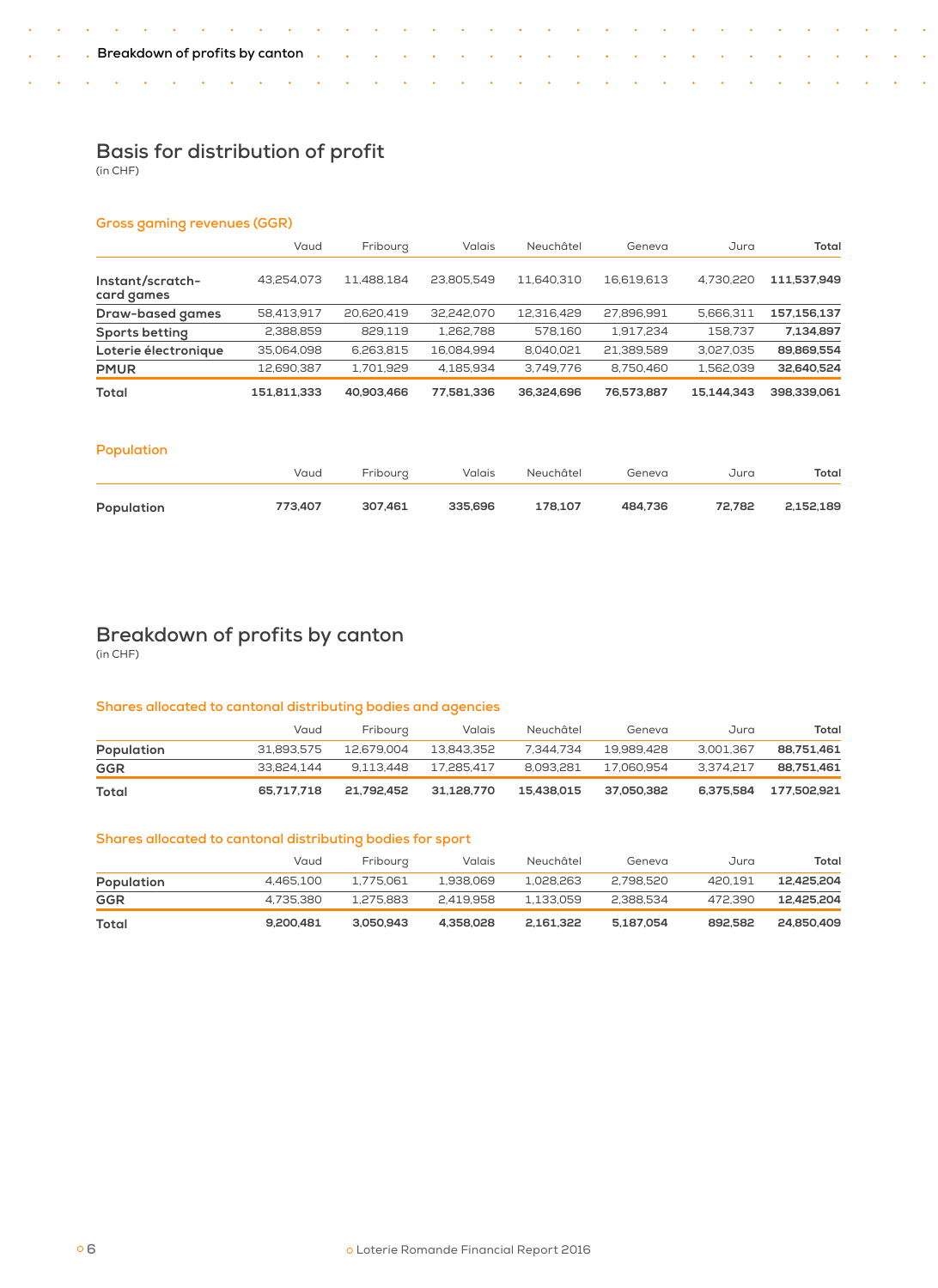## Basis for distribution of profit

(in CHF)

### Gross gaming revenues (GGR)

| | Vaud | Fribourg | Valais | Neuchâtel | Geneva | Jura | Total |
|---|---|---|---|---|---|---|---|
| Instant/scratch-card games | 43,254,073 | 11,488,184 | 23,805,549 | 11,640,310 | 16,619,613 | 4,730,220 | **111,537,949** |
| Draw-based games | 58,413,917 | 20,620,419 | 32,242,070 | 12,316,429 | 27,896,991 | 5,666,311 | **157,156,137** |
| Sports betting | 2,388,859 | 829,119 | 1,262,788 | 578,160 | 1,917,234 | 158,737 | **7,134,897** |
| Loterie électronique | 35,064,098 | 6,263,815 | 16,084,994 | 8,040,021 | 21,389,589 | 3,027,035 | **89,869,554** |
| PMUR | 12,690,387 | 1,701,929 | 4,185,934 | 3,749,776 | 8,750,460 | 1,562,039 | **32,640,524** |
| **Total** | **151,811,333** | **40,903,466** | **77,581,336** | **36,324,696** | **76,573,887** | **15,144,343** | **398,339,061** |

### Population

| | Vaud | Fribourg | Valais | Neuchâtel | Geneva | Jura | Total |
|---|---|---|---|---|---|---|---|
| Population | **773,407** | **307,461** | **335,696** | **178,107** | **484,736** | **72,782** | **2,152,189** |

## Breakdown of profits by canton

(in CHF)

### Shares allocated to cantonal distributing bodies and agencies

| | Vaud | Fribourg | Valais | Neuchâtel | Geneva | Jura | Total |
|---|---|---|---|---|---|---|---|
| Population | 31,893,575 | 12,679,004 | 13,843,352 | 7,344,734 | 19,989,428 | 3,001,367 | **88,751,461** |
| GGR | 33,824,144 | 9,113,448 | 17,285,417 | 8,093,281 | 17,060,954 | 3,374,217 | **88,751,461** |
| **Total** | **65,717,718** | **21,792,452** | **31,128,770** | **15,438,015** | **37,050,382** | **6,375,584** | **177,502,921** |

### Shares allocated to cantonal distributing bodies for sport

| | Vaud | Fribourg | Valais | Neuchâtel | Geneva | Jura | Total |
|---|---|---|---|---|---|---|---|
| Population | 4,465,100 | 1,775,061 | 1,938,069 | 1,028,263 | 2,798,520 | 420,191 | **12,425,204** |
| GGR | 4,735,380 | 1,275,883 | 2,419,958 | 1,133,059 | 2,388,534 | 472,390 | **12,425,204** |
| **Total** | **9,200,481** | **3,050,943** | **4,358,028** | **2,161,322** | **5,187,054** | **892,582** | **24,850,409** |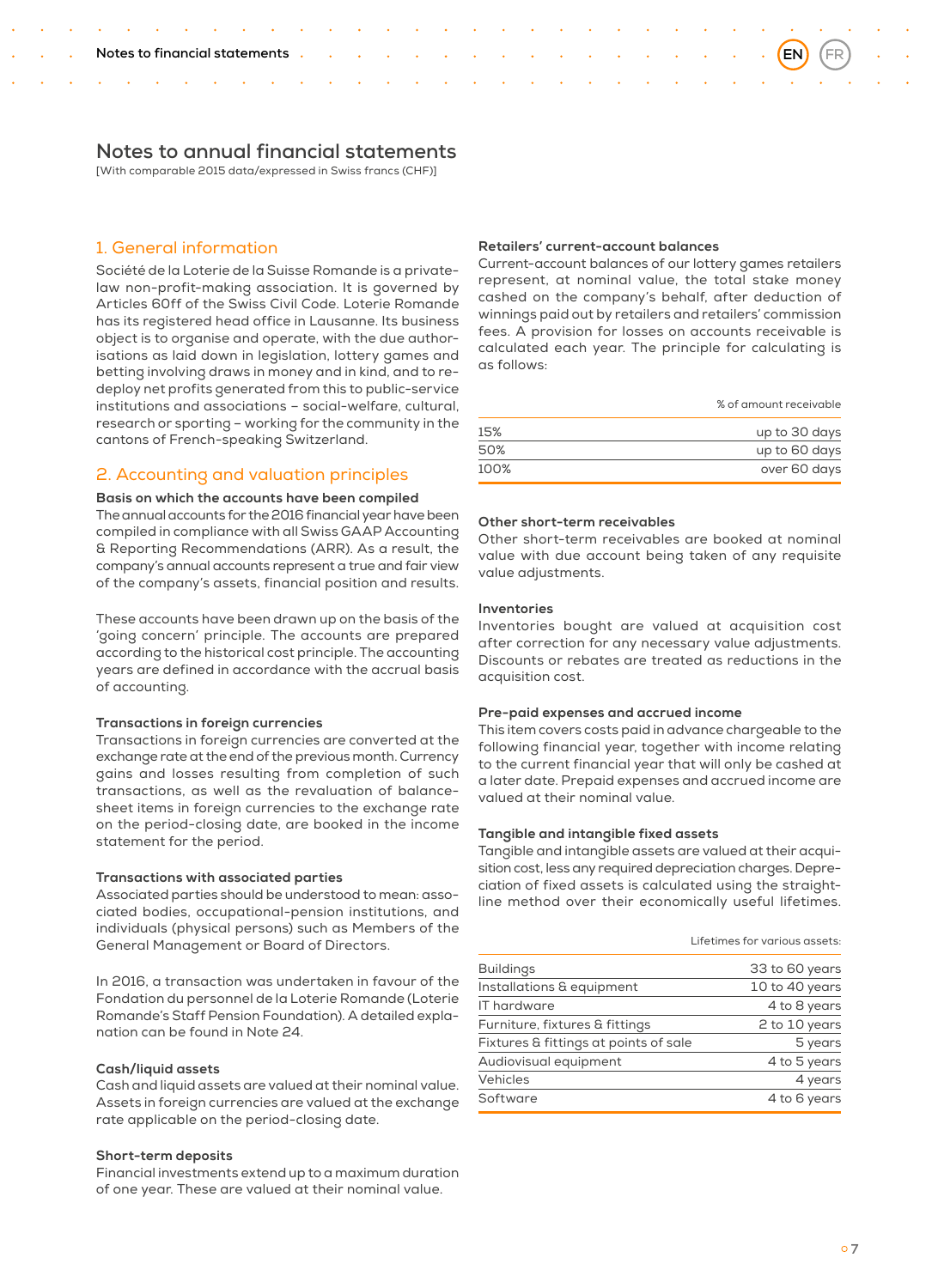# Notes to annual financial statements

[With comparable 2015 data/expressed in Swiss francs (CHF)]

## 1. General information

Société de la Loterie de la Suisse Romande is a private-law non-profit-making association. It is governed by Articles 60ff of the Swiss Civil Code. Loterie Romande has its registered head office in Lausanne. Its business object is to organise and operate, with the due authorisations as laid down in legislation, lottery games and betting involving draws in money and in kind, and to re-deploy net profits generated from this to public-service institutions and associations – social-welfare, cultural, research or sporting – working for the community in the cantons of French-speaking Switzerland.

## 2. Accounting and valuation principles

### Basis on which the accounts have been compiled

The annual accounts for the 2016 financial year have been compiled in compliance with all Swiss GAAP Accounting & Reporting Recommendations (ARR). As a result, the company's annual accounts represent a true and fair view of the company's assets, financial position and results.

These accounts have been drawn up on the basis of the 'going concern' principle. The accounts are prepared according to the historical cost principle. The accounting years are defined in accordance with the accrual basis of accounting.

### Transactions in foreign currencies

Transactions in foreign currencies are converted at the exchange rate at the end of the previous month. Currency gains and losses resulting from completion of such transactions, as well as the revaluation of balance-sheet items in foreign currencies to the exchange rate on the period-closing date, are booked in the income statement for the period.

### Transactions with associated parties

Associated parties should be understood to mean: associated bodies, occupational-pension institutions, and individuals (physical persons) such as Members of the General Management or Board of Directors.

In 2016, a transaction was undertaken in favour of the Fondation du personnel de la Loterie Romande (Loterie Romande's Staff Pension Foundation). A detailed explanation can be found in Note 24.

### Cash/liquid assets

Cash and liquid assets are valued at their nominal value. Assets in foreign currencies are valued at the exchange rate applicable on the period-closing date.

### Short-term deposits

Financial investments extend up to a maximum duration of one year. These are valued at their nominal value.

### Retailers' current-account balances

Current-account balances of our lottery games retailers represent, at nominal value, the total stake money cashed on the company's behalf, after deduction of winnings paid out by retailers and retailers' commission fees. A provision for losses on accounts receivable is calculated each year. The principle for calculating is as follows:

| % of amount receivable | |
|---|---|
| 15% | up to 30 days |
| 50% | up to 60 days |
| 100% | over 60 days |

### Other short-term receivables

Other short-term receivables are booked at nominal value with due account being taken of any requisite value adjustments.

### Inventories

Inventories bought are valued at acquisition cost after correction for any necessary value adjustments. Discounts or rebates are treated as reductions in the acquisition cost.

### Pre-paid expenses and accrued income

This item covers costs paid in advance chargeable to the following financial year, together with income relating to the current financial year that will only be cashed at a later date. Prepaid expenses and accrued income are valued at their nominal value.

### Tangible and intangible fixed assets

Tangible and intangible assets are valued at their acquisition cost, less any required depreciation charges. Depreciation of fixed assets is calculated using the straight-line method over their economically useful lifetimes.

| | Lifetimes for various assets: |
|---|---|
| Buildings | 33 to 60 years |
| Installations & equipment | 10 to 40 years |
| IT hardware | 4 to 8 years |
| Furniture, fixtures & fittings | 2 to 10 years |
| Fixtures & fittings at points of sale | 5 years |
| Audiovisual equipment | 4 to 5 years |
| Vehicles | 4 years |
| Software | 4 to 6 years |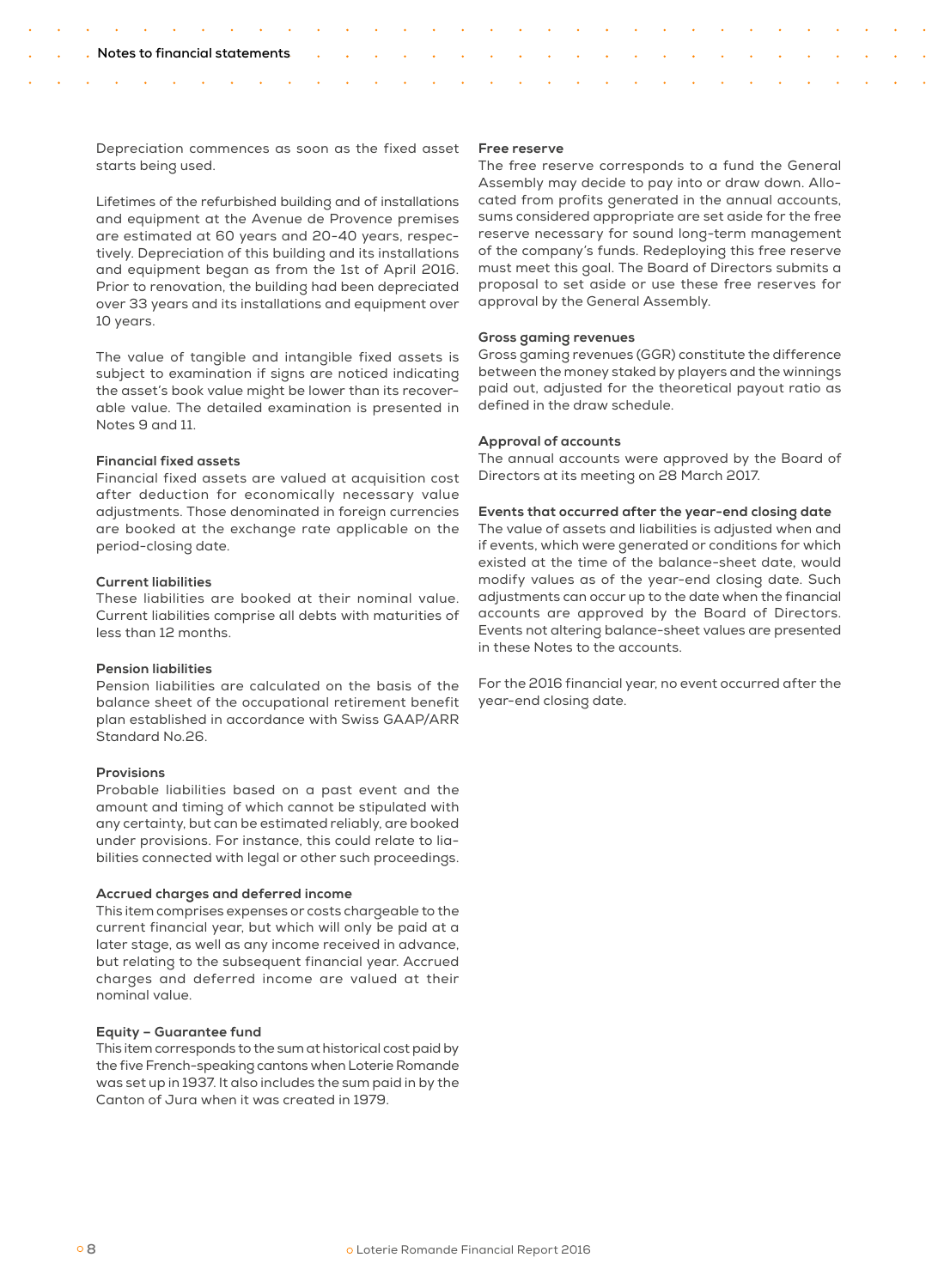Depreciation commences as soon as the fixed asset starts being used.

Lifetimes of the refurbished building and of installations and equipment at the Avenue de Provence premises are estimated at 60 years and 20-40 years, respectively. Depreciation of this building and its installations and equipment began as from the 1st of April 2016. Prior to renovation, the building had been depreciated over 33 years and its installations and equipment over 10 years.

The value of tangible and intangible fixed assets is subject to examination if signs are noticed indicating the asset's book value might be lower than its recoverable value. The detailed examination is presented in Notes 9 and 11.

### Financial fixed assets

Financial fixed assets are valued at acquisition cost after deduction for economically necessary value adjustments. Those denominated in foreign currencies are booked at the exchange rate applicable on the period-closing date.

### Current liabilities

These liabilities are booked at their nominal value. Current liabilities comprise all debts with maturities of less than 12 months.

### Pension liabilities

Pension liabilities are calculated on the basis of the balance sheet of the occupational retirement benefit plan established in accordance with Swiss GAAP/ARR Standard No.26.

### Provisions

Probable liabilities based on a past event and the amount and timing of which cannot be stipulated with any certainty, but can be estimated reliably, are booked under provisions. For instance, this could relate to liabilities connected with legal or other such proceedings.

### Accrued charges and deferred income

This item comprises expenses or costs chargeable to the current financial year, but which will only be paid at a later stage, as well as any income received in advance, but relating to the subsequent financial year. Accrued charges and deferred income are valued at their nominal value.

### Equity – Guarantee fund

This item corresponds to the sum at historical cost paid by the five French-speaking cantons when Loterie Romande was set up in 1937. It also includes the sum paid in by the Canton of Jura when it was created in 1979.

### Free reserve

The free reserve corresponds to a fund the General Assembly may decide to pay into or draw down. Allocated from profits generated in the annual accounts, sums considered appropriate are set aside for the free reserve necessary for sound long-term management of the company's funds. Redeploying this free reserve must meet this goal. The Board of Directors submits a proposal to set aside or use these free reserves for approval by the General Assembly.

### Gross gaming revenues

Gross gaming revenues (GGR) constitute the difference between the money staked by players and the winnings paid out, adjusted for the theoretical payout ratio as defined in the draw schedule.

### Approval of accounts

The annual accounts were approved by the Board of Directors at its meeting on 28 March 2017.

### Events that occurred after the year-end closing date

The value of assets and liabilities is adjusted when and if events, which were generated or conditions for which existed at the time of the balance-sheet date, would modify values as of the year-end closing date. Such adjustments can occur up to the date when the financial accounts are approved by the Board of Directors. Events not altering balance-sheet values are presented in these Notes to the accounts.

For the 2016 financial year, no event occurred after the year-end closing date.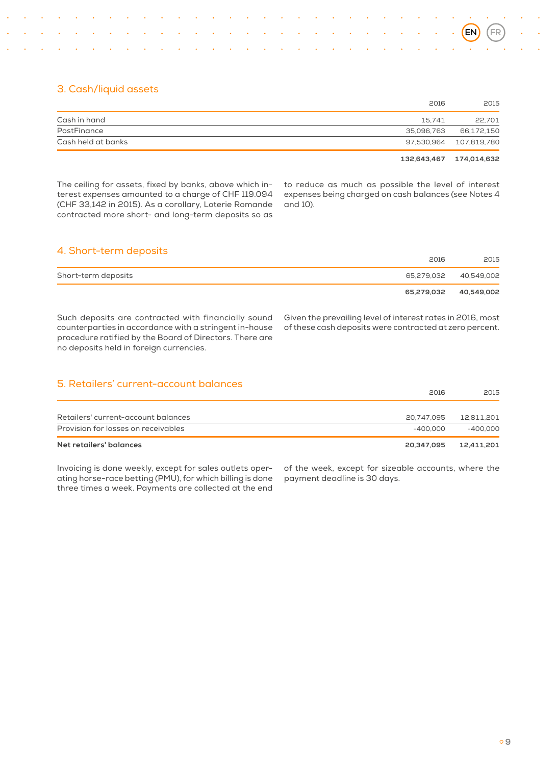## 3. Cash/liquid assets

| | 2016 | 2015 |
|---|---|---|
| Cash in hand | 15,741 | 22,701 |
| PostFinance | 35,096,763 | 66,172,150 |
| Cash held at banks | 97,530,964 | 107,819,780 |
| | **132,643,467** | **174,014,632** |

The ceiling for assets, fixed by banks, above which interest expenses amounted to a charge of CHF 119.094 (CHF 33,142 in 2015). As a corollary, Loterie Romande contracted more short- and long-term deposits so as to reduce as much as possible the level of interest expenses being charged on cash balances (see Notes 4 and 10).

## 4. Short-term deposits

| | 2016 | 2015 |
|---|---|---|
| Short-term deposits | 65,279,032 | 40,549,002 |
| | **65,279,032** | **40,549,002** |

Such deposits are contracted with financially sound counterparties in accordance with a stringent in-house procedure ratified by the Board of Directors. There are no deposits held in foreign currencies. Given the prevailing level of interest rates in 2016, most of these cash deposits were contracted at zero percent.

## 5. Retailers' current-account balances

| | 2016 | 2015 |
|---|---|---|
| Retailers' current-account balances | 20,747,095 | 12,811,201 |
| Provision for losses on receivables | -400,000 | -400,000 |
| **Net retailers' balances** | **20,347,095** | **12,411,201** |

Invoicing is done weekly, except for sales outlets operating horse-race betting (PMU), for which billing is done three times a week. Payments are collected at the end of the week, except for sizeable accounts, where the payment deadline is 30 days.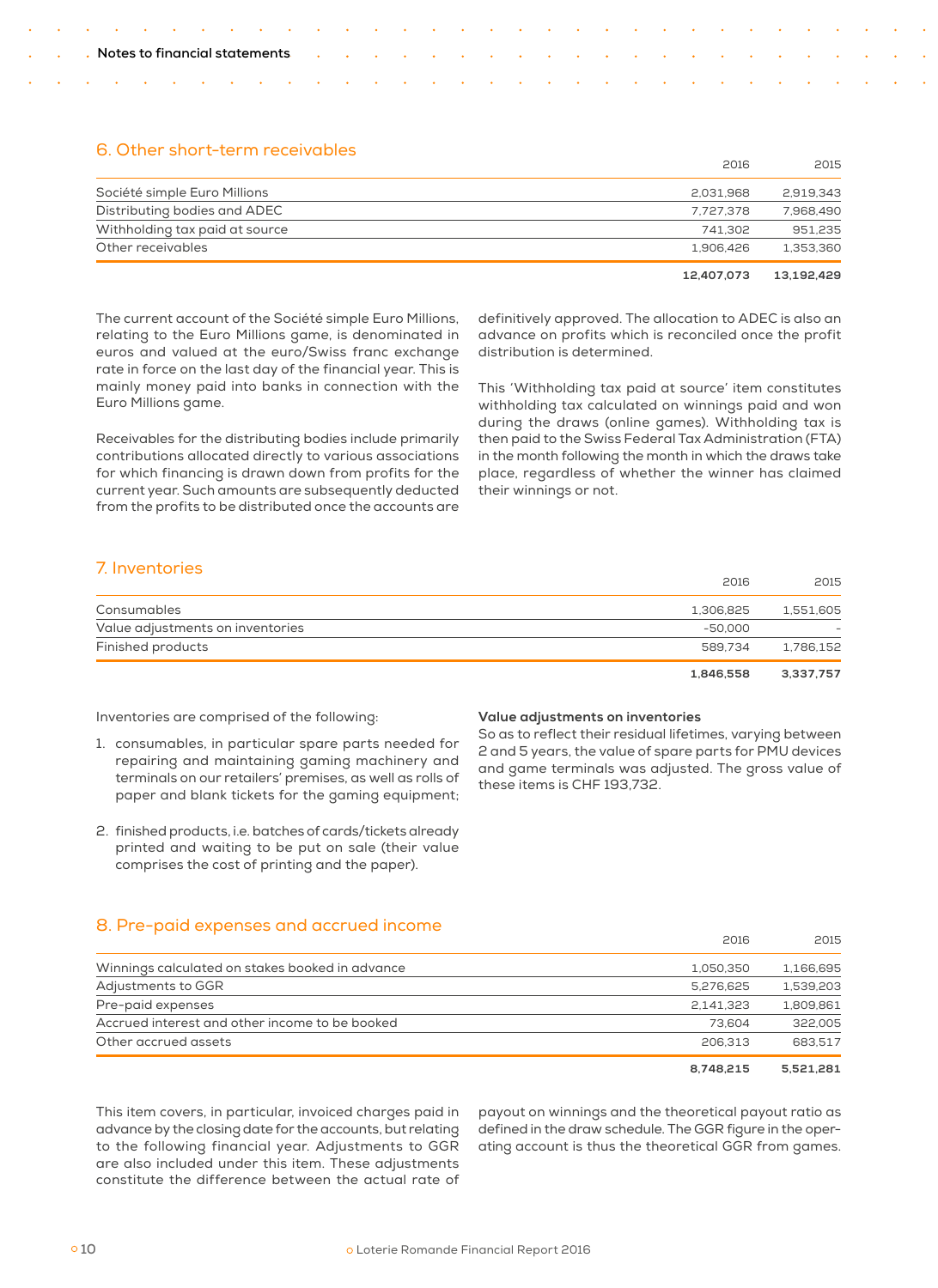## 6. Other short-term receivables

| | 2016 | 2015 |
|---|---|---|
| Société simple Euro Millions | 2,031,968 | 2,919,343 |
| Distributing bodies and ADEC | 7,727,378 | 7,968,490 |
| Withholding tax paid at source | 741,302 | 951,235 |
| Other receivables | 1,906,426 | 1,353,360 |
| | **12,407,073** | **13,192,429** |

The current account of the Société simple Euro Millions, relating to the Euro Millions game, is denominated in euros and valued at the euro/Swiss franc exchange rate in force on the last day of the financial year. This is mainly money paid into banks in connection with the Euro Millions game.

Receivables for the distributing bodies include primarily contributions allocated directly to various associations for which financing is drawn down from profits for the current year. Such amounts are subsequently deducted from the profits to be distributed once the accounts are definitively approved. The allocation to ADEC is also an advance on profits which is reconciled once the profit distribution is determined.

This 'Withholding tax paid at source' item constitutes withholding tax calculated on winnings paid and won during the draws (online games). Withholding tax is then paid to the Swiss Federal Tax Administration (FTA) in the month following the month in which the draws take place, regardless of whether the winner has claimed their winnings or not.

## 7. Inventories

| | 2016 | 2015 |
|---|---|---|
| Consumables | 1,306,825 | 1,551,605 |
| Value adjustments on inventories | -50,000 | - |
| Finished products | 589,734 | 1,786,152 |
| | **1,846,558** | **3,337,757** |

Inventories are comprised of the following:

1. consumables, in particular spare parts needed for repairing and maintaining gaming machinery and terminals on our retailers' premises, as well as rolls of paper and blank tickets for the gaming equipment;
2. finished products, i.e. batches of cards/tickets already printed and waiting to be put on sale (their value comprises the cost of printing and the paper).

**Value adjustments on inventories**

So as to reflect their residual lifetimes, varying between 2 and 5 years, the value of spare parts for PMU devices and game terminals was adjusted. The gross value of these items is CHF 193,732.

## 8. Pre-paid expenses and accrued income

| | 2016 | 2015 |
|---|---|---|
| Winnings calculated on stakes booked in advance | 1,050,350 | 1,166,695 |
| Adjustments to GGR | 5,276,625 | 1,539,203 |
| Pre-paid expenses | 2,141,323 | 1,809,861 |
| Accrued interest and other income to be booked | 73,604 | 322,005 |
| Other accrued assets | 206,313 | 683,517 |
| | **8,748,215** | **5,521,281** |

This item covers, in particular, invoiced charges paid in advance by the closing date for the accounts, but relating to the following financial year. Adjustments to GGR are also included under this item. These adjustments constitute the difference between the actual rate of payout on winnings and the theoretical payout ratio as defined in the draw schedule. The GGR figure in the operating account is thus the theoretical GGR from games.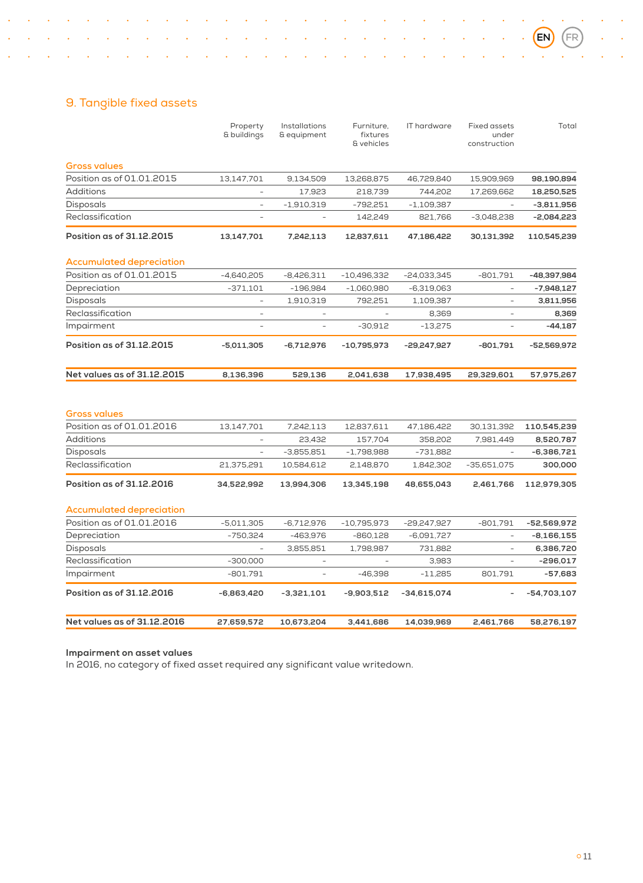## 9. Tangible fixed assets

| | Property & buildings | Installations & equipment | Furniture, fixtures & vehicles | IT hardware | Fixed assets under construction | Total |
|---|---|---|---|---|---|---|
| **Gross values** | | | | | | |
| Position as of 01.01.2015 | 13,147,701 | 9,134,509 | 13,268,875 | 46,729,840 | 15,909,969 | **98,190,894** |
| Additions | - | 17,923 | 218,739 | 744,202 | 17,269,662 | **18,250,525** |
| Disposals | - | -1,910,319 | -792,251 | -1,109,387 | - | **-3,811,956** |
| Reclassification | - | - | 142,249 | 821,766 | -3,048,238 | **-2,084,223** |
| **Position as of 31.12.2015** | **13,147,701** | **7,242,113** | **12,837,611** | **47,186,422** | **30,131,392** | **110,545,239** |
| **Accumulated depreciation** | | | | | | |
| Position as of 01.01.2015 | -4,640,205 | -8,426,311 | -10,496,332 | -24,033,345 | -801,791 | **-48,397,984** |
| Depreciation | -371,101 | -196,984 | -1,060,980 | -6,319,063 | - | **-7,948,127** |
| Disposals | - | 1,910,319 | 792,251 | 1,109,387 | - | **3,811,956** |
| Reclassification | - | - | - | 8,369 | - | **8,369** |
| Impairment | - | - | -30,912 | -13,275 | - | **-44,187** |
| **Position as of 31.12.2015** | **-5,011,305** | **-6,712,976** | **-10,795,973** | **-29,247,927** | **-801,791** | **-52,569,972** |
| **Net values as of 31.12.2015** | **8,136,396** | **529,136** | **2,041,638** | **17,938,495** | **29,329,601** | **57,975,267** |

| | Property & buildings | Installations & equipment | Furniture, fixtures & vehicles | IT hardware | Fixed assets under construction | Total |
|---|---|---|---|---|---|---|
| **Gross values** | | | | | | |
| Position as of 01.01.2016 | 13,147,701 | 7,242,113 | 12,837,611 | 47,186,422 | 30,131,392 | **110,545,239** |
| Additions | - | 23,432 | 157,704 | 358,202 | 7,981,449 | **8,520,787** |
| Disposals | - | -3,855,851 | -1,798,988 | -731,882 | - | **-6,386,721** |
| Reclassification | 21,375,291 | 10,584,612 | 2,148,870 | 1,842,302 | -35,651,075 | **300,000** |
| **Position as of 31.12.2016** | **34,522,992** | **13,994,306** | **13,345,198** | **48,655,043** | **2,461,766** | **112,979,305** |
| **Accumulated depreciation** | | | | | | |
| Position as of 01.01.2016 | -5,011,305 | -6,712,976 | -10,795,973 | -29,247,927 | -801,791 | **-52,569,972** |
| Depreciation | -750,324 | -463,976 | -860,128 | -6,091,727 | - | **-8,166,155** |
| Disposals | - | 3,855,851 | 1,798,987 | 731,882 | - | **6,386,720** |
| Reclassification | -300,000 | - | - | 3,983 | - | **-296,017** |
| Impairment | -801,791 | - | -46,398 | -11,285 | 801,791 | **-57,683** |
| **Position as of 31.12.2016** | **-6,863,420** | **-3,321,101** | **-9,903,512** | **-34,615,074** | **-** | **-54,703,107** |
| **Net values as of 31.12.2016** | **27,659,572** | **10,673,204** | **3,441,686** | **14,039,969** | **2,461,766** | **58,276,197** |

**Impairment on asset values**

In 2016, no category of fixed asset required any significant value writedown.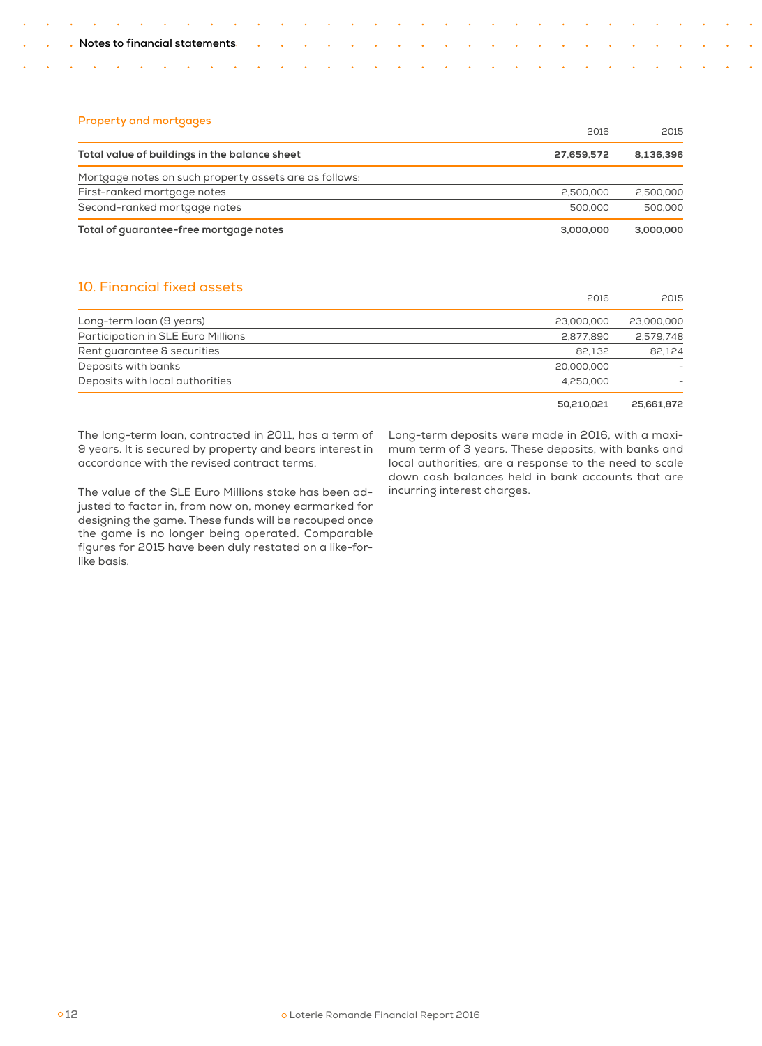### Property and mortgages

| | 2016 | 2015 |
|---|---|---|
| **Total value of buildings in the balance sheet** | **27,659,572** | **8,136,396** |
| Mortgage notes on such property assets are as follows: | | |
| First-ranked mortgage notes | 2,500,000 | 2,500,000 |
| Second-ranked mortgage notes | 500,000 | 500,000 |
| **Total of guarantee-free mortgage notes** | **3,000,000** | **3,000,000** |

## 10. Financial fixed assets

| | 2016 | 2015 |
|---|---|---|
| Long-term loan (9 years) | 23,000,000 | 23,000,000 |
| Participation in SLE Euro Millions | 2,877,890 | 2,579,748 |
| Rent guarantee & securities | 82,132 | 82,124 |
| Deposits with banks | 20,000,000 | - |
| Deposits with local authorities | 4,250,000 | - |
| | **50,210,021** | **25,661,872** |

The long-term loan, contracted in 2011, has a term of 9 years. It is secured by property and bears interest in accordance with the revised contract terms.

The value of the SLE Euro Millions stake has been adjusted to factor in, from now on, money earmarked for designing the game. These funds will be recouped once the game is no longer being operated. Comparable figures for 2015 have been duly restated on a like-for-like basis.

Long-term deposits were made in 2016, with a maximum term of 3 years. These deposits, with banks and local authorities, are a response to the need to scale down cash balances held in bank accounts that are incurring interest charges.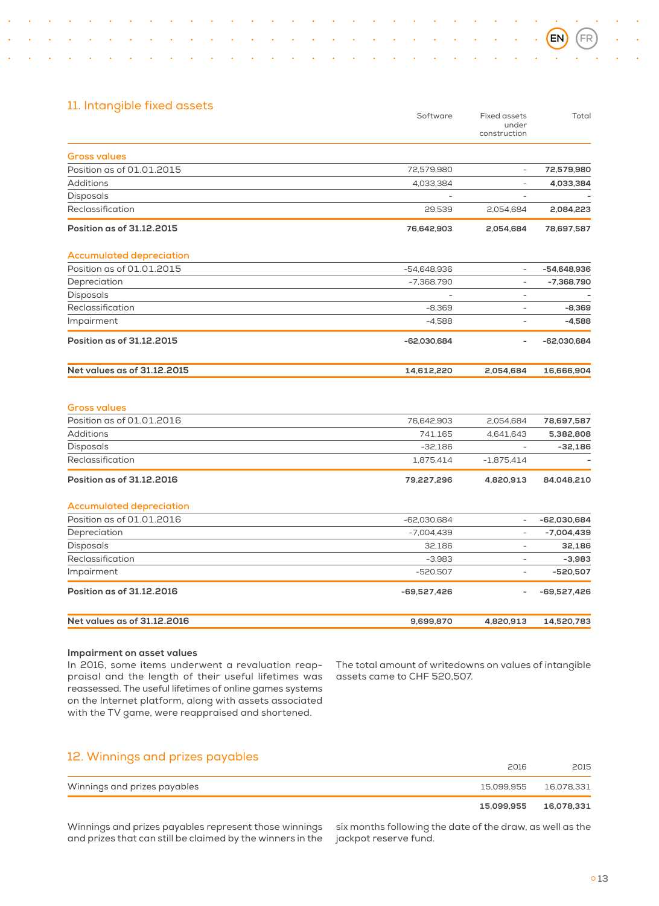## 11. Intangible fixed assets

| | Software | Fixed assets under construction | Total |
|---|---|---|---|
| **Gross values** | | | |
| Position as of 01.01.2015 | 72,579,980 | - | **72,579,980** |
| Additions | 4,033,384 | - | **4,033,384** |
| Disposals | - | - | **-** |
| Reclassification | 29,539 | 2,054,684 | **2,084,223** |
| **Position as of 31.12.2015** | **76,642,903** | **2,054,684** | **78,697,587** |
| **Accumulated depreciation** | | | |
| Position as of 01.01.2015 | -54,648,936 | - | **-54,648,936** |
| Depreciation | -7,368,790 | - | **-7,368,790** |
| Disposals | - | - | **-** |
| Reclassification | -8,369 | - | **-8,369** |
| Impairment | -4,588 | - | **-4,588** |
| **Position as of 31.12.2015** | **-62,030,684** | **-** | **-62,030,684** |
| **Net values as of 31.12.2015** | **14,612,220** | **2,054,684** | **16,666,904** |
| **Gross values** | | | |
| Position as of 01.01.2016 | 76,642,903 | 2,054,684 | **78,697,587** |
| Additions | 741,165 | 4,641,643 | **5,382,808** |
| Disposals | -32,186 | - | **-32,186** |
| Reclassification | 1,875,414 | -1,875,414 | **-** |
| **Position as of 31.12.2016** | **79,227,296** | **4,820,913** | **84,048,210** |
| **Accumulated depreciation** | | | |
| Position as of 01.01.2016 | -62,030,684 | - | **-62,030,684** |
| Depreciation | -7,004,439 | - | **-7,004,439** |
| Disposals | 32,186 | - | **32,186** |
| Reclassification | -3,983 | - | **-3,983** |
| Impairment | -520,507 | - | **-520,507** |
| **Position as of 31.12.2016** | **-69,527,426** | **-** | **-69,527,426** |
| **Net values as of 31.12.2016** | **9,699,870** | **4,820,913** | **14,520,783** |

**Impairment on asset values**

In 2016, some items underwent a revaluation reappraisal and the length of their useful lifetimes was reassessed. The useful lifetimes of online games systems on the Internet platform, along with assets associated with the TV game, were reappraised and shortened.

The total amount of writedowns on values of intangible assets came to CHF 520,507.

## 12. Winnings and prizes payables

| | 2016 | 2015 |
|---|---|---|
| Winnings and prizes payables | 15,099,955 | 16,078,331 |
| | **15,099,955** | **16,078,331** |

Winnings and prizes payables represent those winnings and prizes that can still be claimed by the winners in the six months following the date of the draw, as well as the jackpot reserve fund.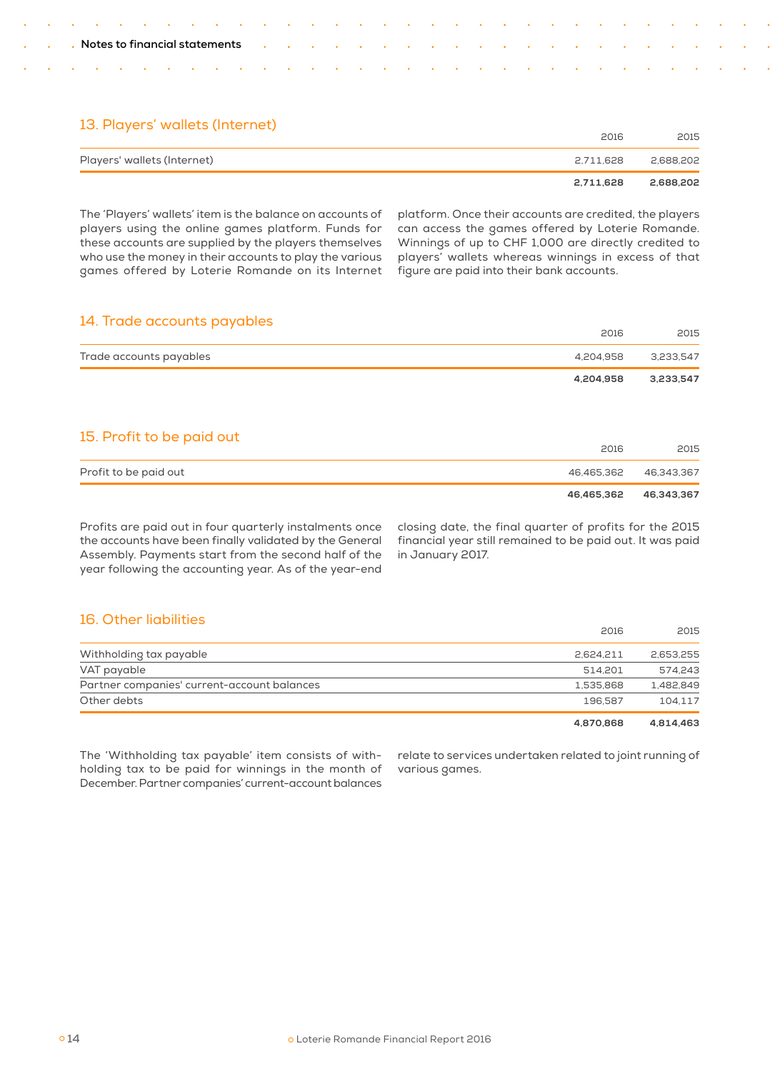## 13. Players' wallets (Internet)

| | 2016 | 2015 |
|---|---|---|
| Players' wallets (Internet) | 2,711,628 | 2,688,202 |
| | **2,711,628** | **2,688,202** |

The 'Players' wallets' item is the balance on accounts of players using the online games platform. Funds for these accounts are supplied by the players themselves who use the money in their accounts to play the various games offered by Loterie Romande on its Internet platform. Once their accounts are credited, the players can access the games offered by Loterie Romande. Winnings of up to CHF 1,000 are directly credited to players' wallets whereas winnings in excess of that figure are paid into their bank accounts.

## 14. Trade accounts payables

| | 2016 | 2015 |
|---|---|---|
| Trade accounts payables | 4,204,958 | 3,233,547 |
| | **4,204,958** | **3,233,547** |

## 15. Profit to be paid out

| | 2016 | 2015 |
|---|---|---|
| Profit to be paid out | 46,465,362 | 46,343,367 |
| | **46,465,362** | **46,343,367** |

Profits are paid out in four quarterly instalments once the accounts have been finally validated by the General Assembly. Payments start from the second half of the year following the accounting year. As of the year-end closing date, the final quarter of profits for the 2015 financial year still remained to be paid out. It was paid in January 2017.

## 16. Other liabilities

| | 2016 | 2015 |
|---|---|---|
| Withholding tax payable | 2,624,211 | 2,653,255 |
| VAT payable | 514,201 | 574,243 |
| Partner companies' current-account balances | 1,535,868 | 1,482,849 |
| Other debts | 196,587 | 104,117 |
| | **4,870,868** | **4,814,463** |

The 'Withholding tax payable' item consists of withholding tax to be paid for winnings in the month of December. Partner companies' current-account balances relate to services undertaken related to joint running of various games.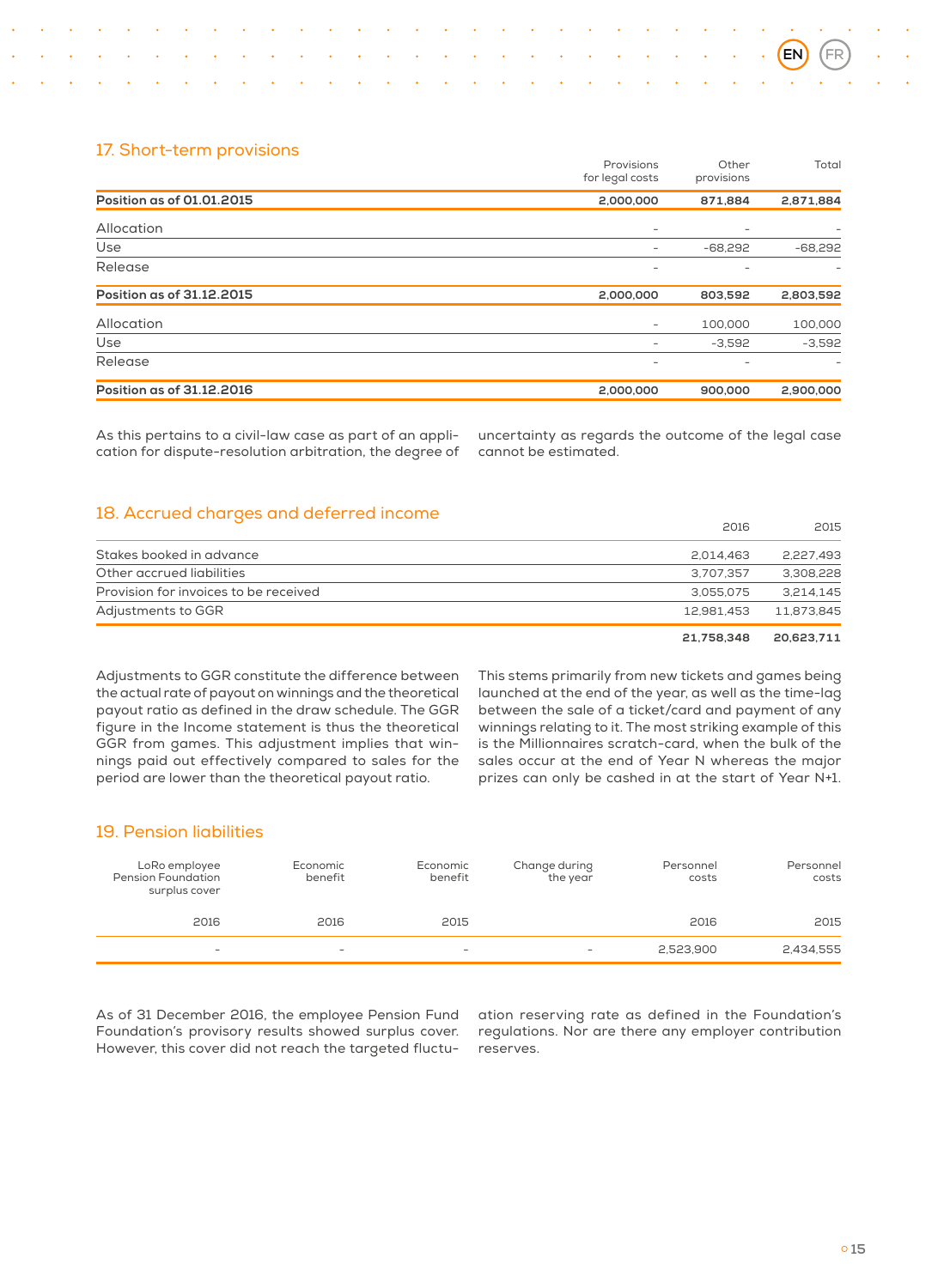## 17. Short-term provisions

| | Provisions for legal costs | Other provisions | Total |
|---|---|---|---|
| **Position as of 01.01.2015** | **2,000,000** | **871,884** | **2,871,884** |
| Allocation | - | - | - |
| Use | - | -68,292 | -68,292 |
| Release | - | - | - |
| **Position as of 31.12.2015** | **2,000,000** | **803,592** | **2,803,592** |
| Allocation | - | 100,000 | 100,000 |
| Use | - | -3,592 | -3,592 |
| Release | - | - | - |
| **Position as of 31.12.2016** | **2,000,000** | **900,000** | **2,900,000** |

As this pertains to a civil-law case as part of an application for dispute-resolution arbitration, the degree of uncertainty as regards the outcome of the legal case cannot be estimated.

## 18. Accrued charges and deferred income

| | 2016 | 2015 |
|---|---|---|
| Stakes booked in advance | 2,014,463 | 2,227,493 |
| Other accrued liabilities | 3,707,357 | 3,308,228 |
| Provision for invoices to be received | 3,055,075 | 3,214,145 |
| Adjustments to GGR | 12,981,453 | 11,873,845 |
| | **21,758,348** | **20,623,711** |

Adjustments to GGR constitute the difference between the actual rate of payout on winnings and the theoretical payout ratio as defined in the draw schedule. The GGR figure in the Income statement is thus the theoretical GGR from games. This adjustment implies that winnings paid out effectively compared to sales for the period are lower than the theoretical payout ratio. This stems primarily from new tickets and games being launched at the end of the year, as well as the time-lag between the sale of a ticket/card and payment of any winnings relating to it. The most striking example of this is the Millionnaires scratch-card, when the bulk of the sales occur at the end of Year N whereas the major prizes can only be cashed in at the start of Year N+1.

## 19. Pension liabilities

| LoRo employee Pension Foundation surplus cover | Economic benefit | Economic benefit | Change during the year | Personnel costs | Personnel costs |
|---|---|---|---|---|---|
| 2016 | 2016 | 2015 | | 2016 | 2015 |
| - | - | - | - | 2,523,900 | 2,434,555 |

As of 31 December 2016, the employee Pension Fund Foundation's provisory results showed surplus cover. However, this cover did not reach the targeted fluctuation reserving rate as defined in the Foundation's regulations. Nor are there any employer contribution reserves.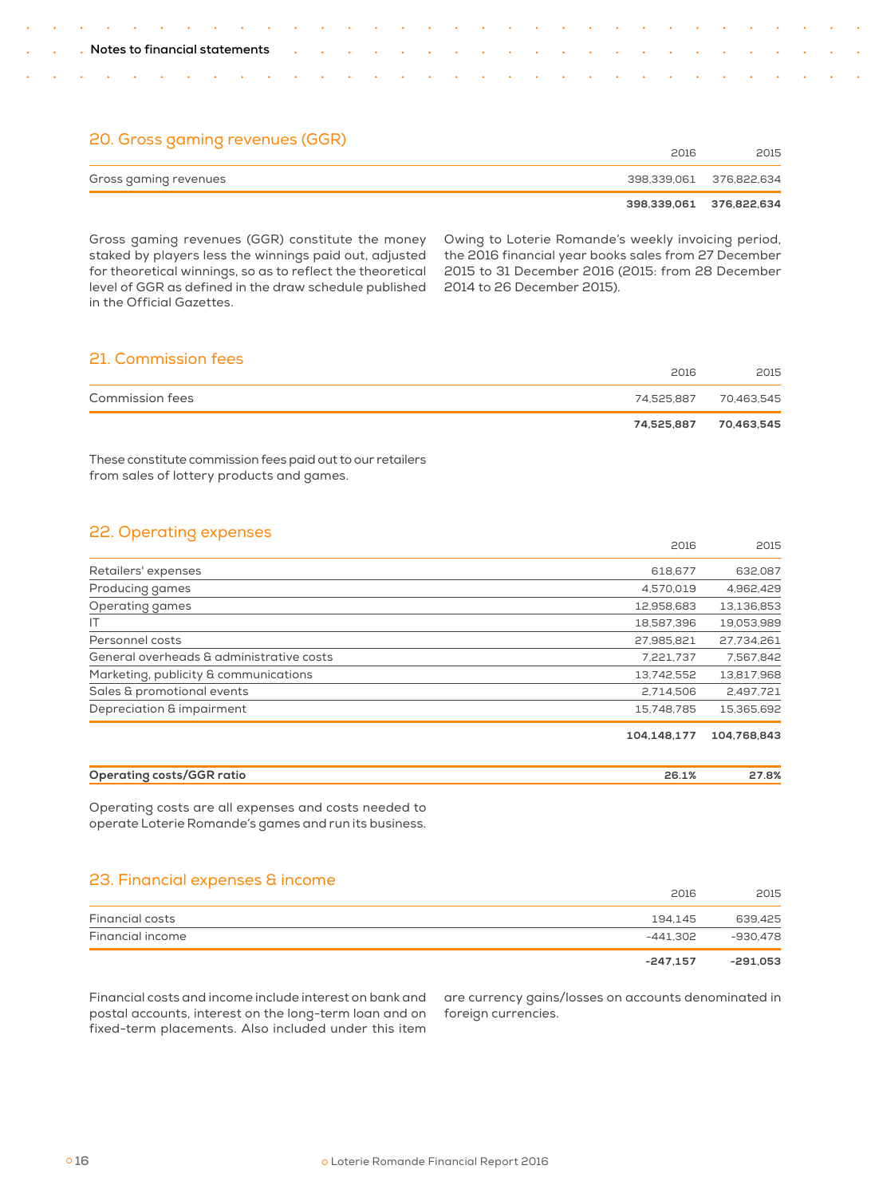## 20. Gross gaming revenues (GGR)

| | 2016 | 2015 |
|---|---|---|
| Gross gaming revenues | 398,339,061 | 376,822,634 |
| | **398,339,061** | **376,822,634** |

Gross gaming revenues (GGR) constitute the money staked by players less the winnings paid out, adjusted for theoretical winnings, so as to reflect the theoretical level of GGR as defined in the draw schedule published in the Official Gazettes.

Owing to Loterie Romande's weekly invoicing period, the 2016 financial year books sales from 27 December 2015 to 31 December 2016 (2015: from 28 December 2014 to 26 December 2015).

## 21. Commission fees

| | 2016 | 2015 |
|---|---|---|
| Commission fees | 74,525,887 | 70,463,545 |
| | **74,525,887** | **70,463,545** |

These constitute commission fees paid out to our retailers from sales of lottery products and games.

## 22. Operating expenses

| | 2016 | 2015 |
|---|---|---|
| Retailers' expenses | 618,677 | 632,087 |
| Producing games | 4,570,019 | 4,962,429 |
| Operating games | 12,958,683 | 13,136,853 |
| IT | 18,587,396 | 19,053,989 |
| Personnel costs | 27,985,821 | 27,734,261 |
| General overheads & administrative costs | 7,221,737 | 7,567,842 |
| Marketing, publicity & communications | 13,742,552 | 13,817,968 |
| Sales & promotional events | 2,714,506 | 2,497,721 |
| Depreciation & impairment | 15,748,785 | 15,365,692 |
| | **104,148,177** | **104,768,843** |
| **Operating costs/GGR ratio** | **26.1%** | **27.8%** |

Operating costs are all expenses and costs needed to operate Loterie Romande's games and run its business.

## 23. Financial expenses & income

| | 2016 | 2015 |
|---|---|---|
| Financial costs | 194,145 | 639,425 |
| Financial income | -441,302 | -930,478 |
| | **-247,157** | **-291,053** |

Financial costs and income include interest on bank and postal accounts, interest on the long-term loan and on fixed-term placements. Also included under this item are currency gains/losses on accounts denominated in foreign currencies.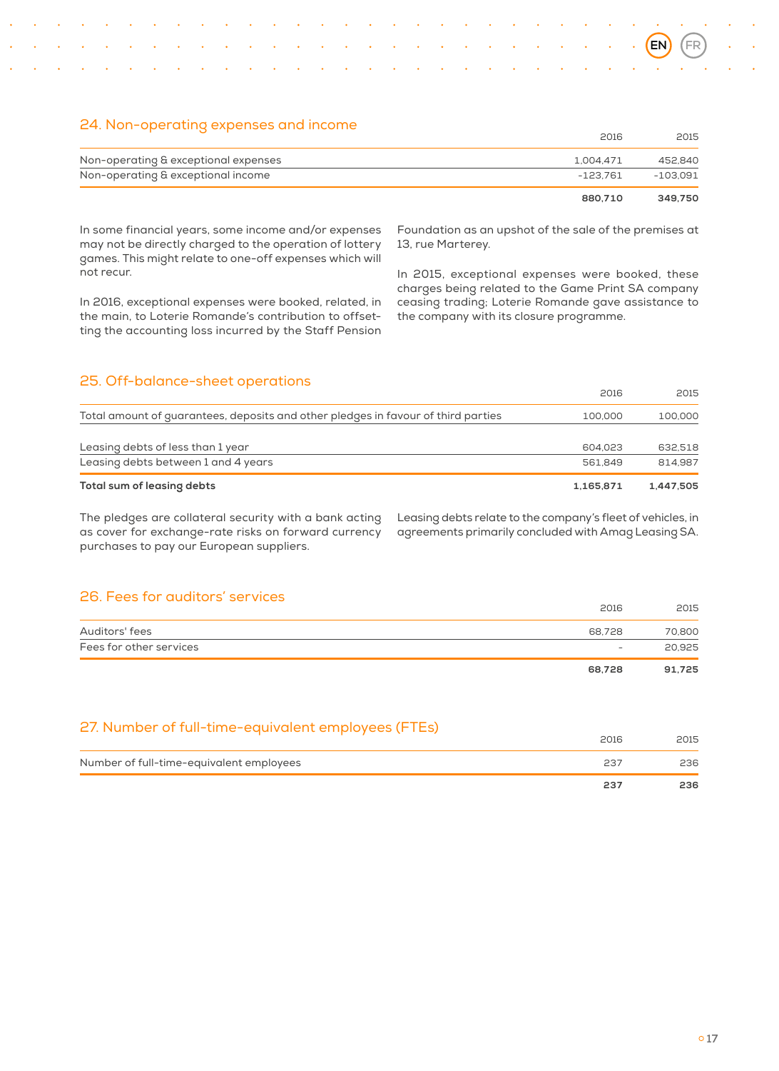## 24. Non-operating expenses and income

| | 2016 | 2015 |
|---|---|---|
| Non-operating & exceptional expenses | 1,004,471 | 452,840 |
| Non-operating & exceptional income | -123,761 | -103,091 |
| | **880,710** | **349,750** |

In some financial years, some income and/or expenses may not be directly charged to the operation of lottery games. This might relate to one-off expenses which will not recur.

In 2016, exceptional expenses were booked, related, in the main, to Loterie Romande's contribution to offsetting the accounting loss incurred by the Staff Pension Foundation as an upshot of the sale of the premises at 13, rue Marterey.

In 2015, exceptional expenses were booked, these charges being related to the Game Print SA company ceasing trading; Loterie Romande gave assistance to the company with its closure programme.

## 25. Off-balance-sheet operations

| | 2016 | 2015 |
|---|---|---|
| Total amount of guarantees, deposits and other pledges in favour of third parties | 100,000 | 100,000 |
| | | |
| Leasing debts of less than 1 year | 604,023 | 632,518 |
| Leasing debts between 1 and 4 years | 561,849 | 814,987 |
| **Total sum of leasing debts** | **1,165,871** | **1,447,505** |

The pledges are collateral security with a bank acting as cover for exchange-rate risks on forward currency purchases to pay our European suppliers.

Leasing debts relate to the company's fleet of vehicles, in agreements primarily concluded with Amag Leasing SA.

## 26. Fees for auditors' services

| | 2016 | 2015 |
|---|---|---|
| Auditors' fees | 68,728 | 70,800 |
| Fees for other services | - | 20,925 |
| | **68,728** | **91,725** |

## 27. Number of full-time-equivalent employees (FTEs)

| | 2016 | 2015 |
|---|---|---|
| Number of full-time-equivalent employees | 237 | 236 |
| | **237** | **236** |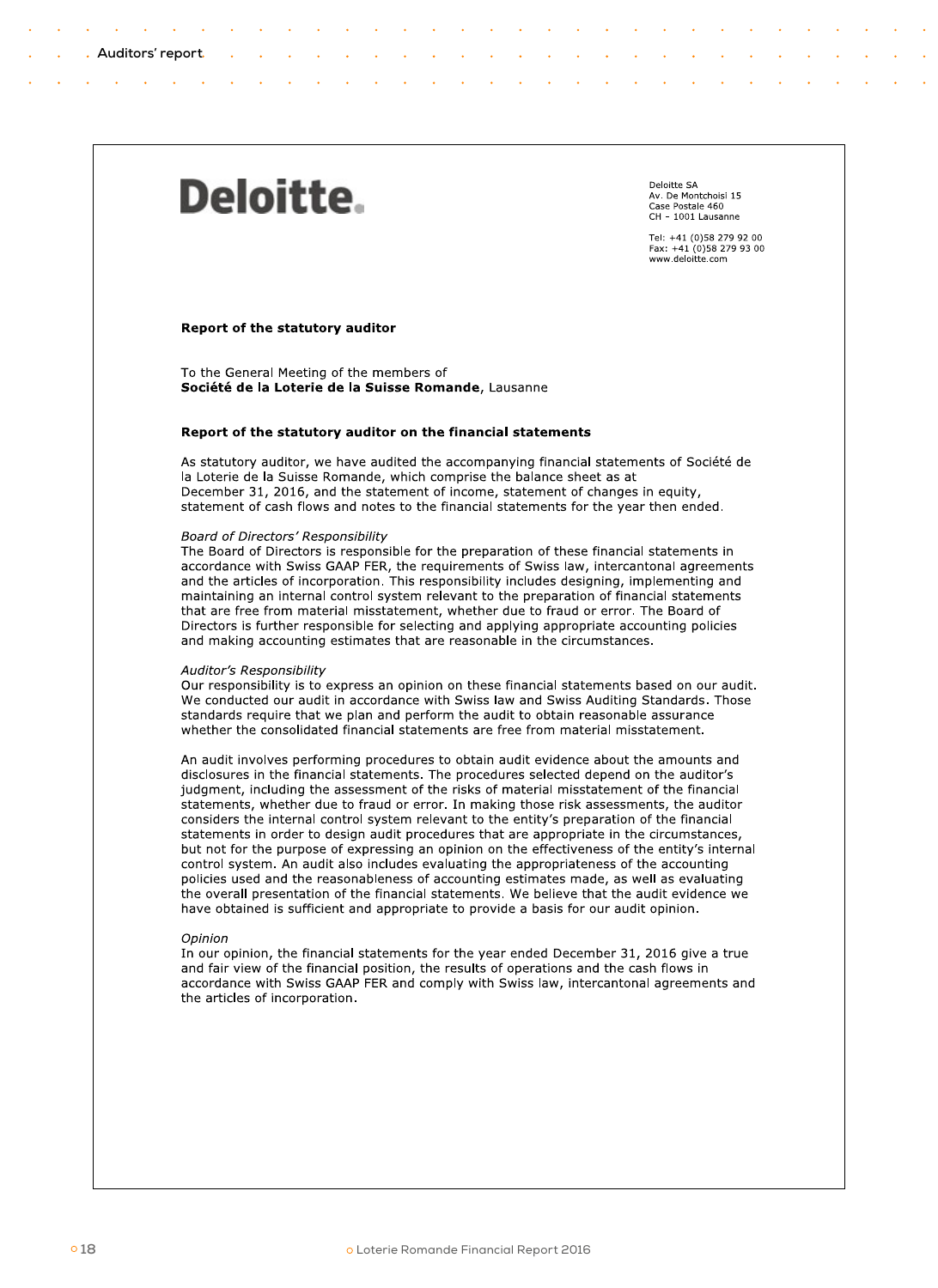**Deloitte.**

Deloitte SA
Av. De Montchoisi 15
Case Postale 460
CH - 1001 Lausanne

Tel: +41 (0)58 279 92 00
Fax: +41 (0)58 279 93 00
www.deloitte.com

## Report of the statutory auditor

To the General Meeting of the members of
**Société de la Loterie de la Suisse Romande**, Lausanne

### Report of the statutory auditor on the financial statements

As statutory auditor, we have audited the accompanying financial statements of Société de la Loterie de la Suisse Romande, which comprise the balance sheet as at December 31, 2016, and the statement of income, statement of changes in equity, statement of cash flows and notes to the financial statements for the year then ended.

*Board of Directors' Responsibility*
The Board of Directors is responsible for the preparation of these financial statements in accordance with Swiss GAAP FER, the requirements of Swiss law, intercantonal agreements and the articles of incorporation. This responsibility includes designing, implementing and maintaining an internal control system relevant to the preparation of financial statements that are free from material misstatement, whether due to fraud or error. The Board of Directors is further responsible for selecting and applying appropriate accounting policies and making accounting estimates that are reasonable in the circumstances.

*Auditor's Responsibility*
Our responsibility is to express an opinion on these financial statements based on our audit. We conducted our audit in accordance with Swiss law and Swiss Auditing Standards. Those standards require that we plan and perform the audit to obtain reasonable assurance whether the consolidated financial statements are free from material misstatement.

An audit involves performing procedures to obtain audit evidence about the amounts and disclosures in the financial statements. The procedures selected depend on the auditor's judgment, including the assessment of the risks of material misstatement of the financial statements, whether due to fraud or error. In making those risk assessments, the auditor considers the internal control system relevant to the entity's preparation of the financial statements in order to design audit procedures that are appropriate in the circumstances, but not for the purpose of expressing an opinion on the effectiveness of the entity's internal control system. An audit also includes evaluating the appropriateness of the accounting policies used and the reasonableness of accounting estimates made, as well as evaluating the overall presentation of the financial statements. We believe that the audit evidence we have obtained is sufficient and appropriate to provide a basis for our audit opinion.

*Opinion*
In our opinion, the financial statements for the year ended December 31, 2016 give a true and fair view of the financial position, the results of operations and the cash flows in accordance with Swiss GAAP FER and comply with Swiss law, intercantonal agreements and the articles of incorporation.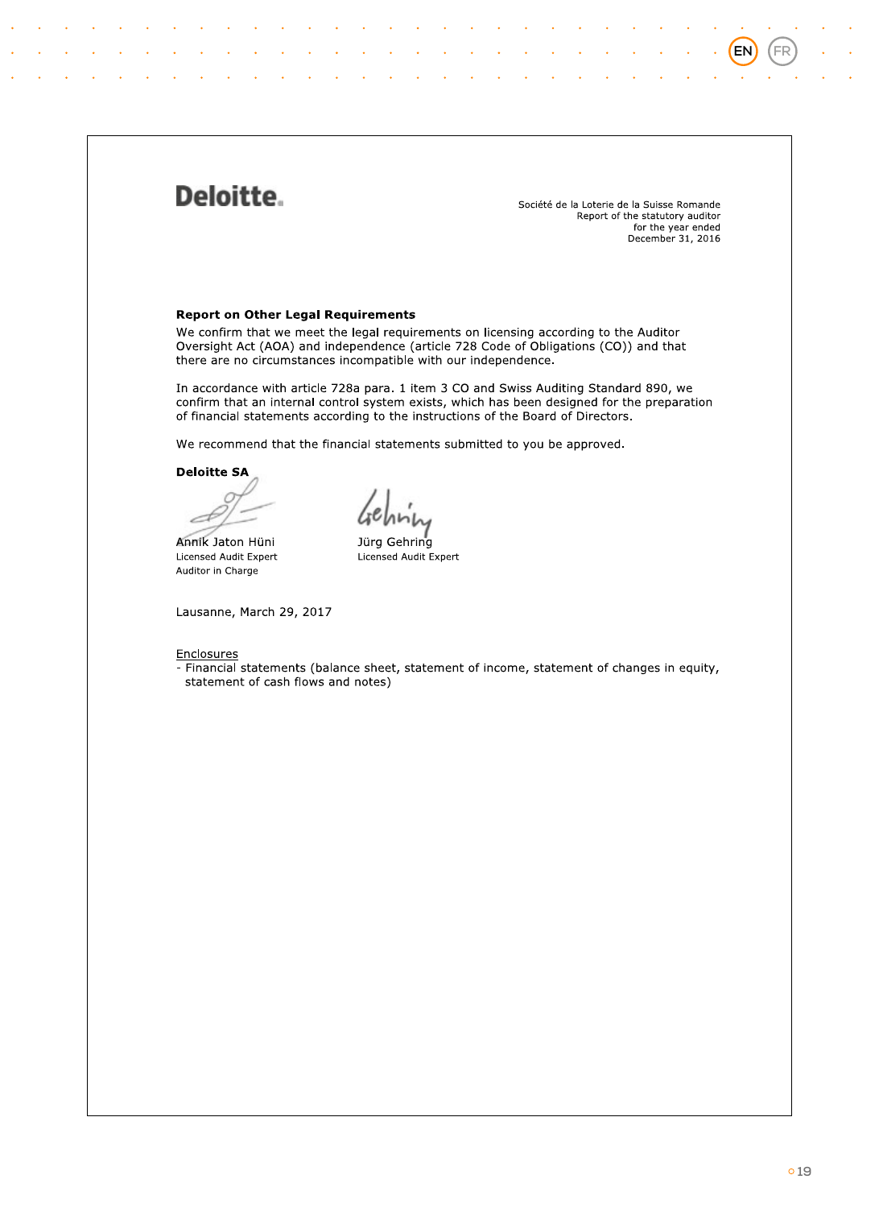Deloitte.

Société de la Loterie de la Suisse Romande
Report of the statutory auditor
for the year ended
December 31, 2016

**Report on Other Legal Requirements**

We confirm that we meet the legal requirements on licensing according to the Auditor Oversight Act (AOA) and independence (article 728 Code of Obligations (CO)) and that there are no circumstances incompatible with our independence.

In accordance with article 728a para. 1 item 3 CO and Swiss Auditing Standard 890, we confirm that an internal control system exists, which has been designed for the preparation of financial statements according to the instructions of the Board of Directors.

We recommend that the financial statements submitted to you be approved.

**Deloitte SA**

| | |
|---|---|
| Annik Jaton Hüni | Jürg Gehring |
| Licensed Audit Expert | Licensed Audit Expert |
| Auditor in Charge | |

Lausanne, March 29, 2017

Enclosures
- Financial statements (balance sheet, statement of income, statement of changes in equity, statement of cash flows and notes)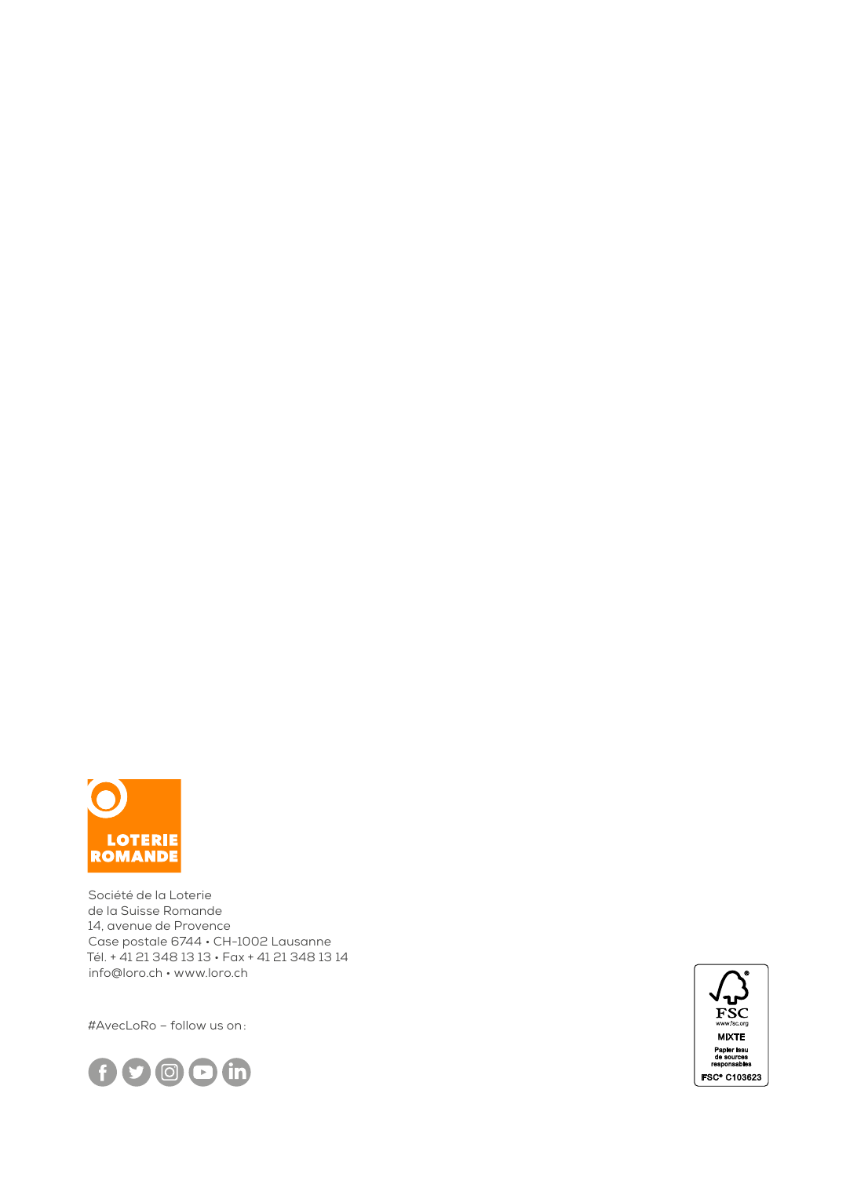LOTERIE ROMANDE

Société de la Loterie
de la Suisse Romande
14, avenue de Provence
Case postale 6744 • CH-1002 Lausanne
Tél. + 41 21 348 13 13 • Fax + 41 21 348 13 14
info@loro.ch • www.loro.ch

#AvecLoRo – follow us on:

FSC
www.fsc.org
MIXTE
Papier issu de sources responsables
FSC® C103623